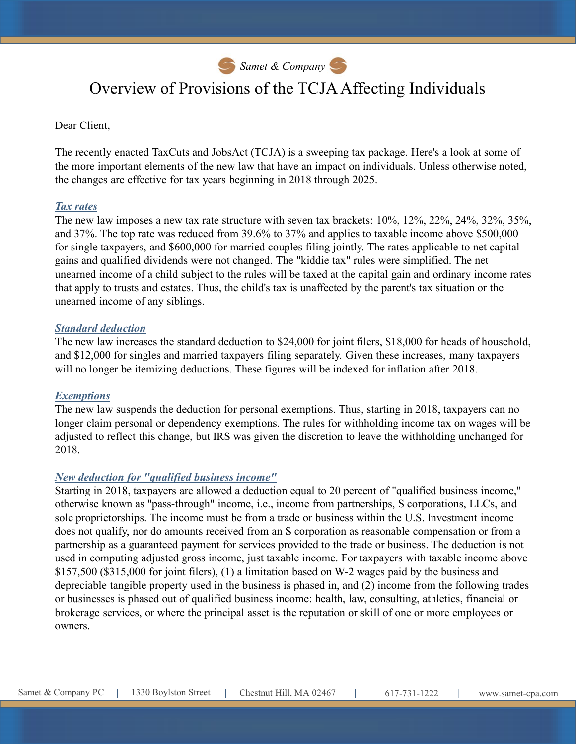Samet & Company

# Overview of Provisions of the TCJA Affecting Individuals

Dear Client,

The recently enacted TaxCuts and JobsAct (TCJA) is a sweeping tax package. Here's a look at some of the more important elements of the new law that have an impact on individuals. Unless otherwise noted, the changes are effective for tax years beginning in 2018 through 2025.

## *Tax rates*

The new law imposes a new tax rate structure with seven tax brackets: 10%, 12%, 22%, 24%, 32%, 35%, and 37%. The top rate was reduced from 39.6% to 37% and applies to taxable income above $500,000 for single taxpayers, and $600,000 for married couples filing jointly. The rates applicable to net capital gains and qualified dividends were not changed. The "kiddie tax" rules were simplified. The net unearned income of a child subject to the rules will be taxed at the capital gain and ordinary income rates that apply to trusts and estates. Thus, the child's tax is unaffected by the parent's tax situation or the unearned income of any siblings.

## *Standard deduction*

The new law increases the standard deduction to $24,000 for joint filers, $18,000 for heads of household, and $12,000 for singles and married taxpayers filing separately. Given these increases, many taxpayers will no longer be itemizing deductions. These figures will be indexed for inflation after 2018.

## *Exemptions*

The new law suspends the deduction for personal exemptions. Thus, starting in 2018, taxpayers can no longer claim personal or dependency exemptions. The rules for withholding income tax on wages will be adjusted to reflect this change, but IRS was given the discretion to leave the withholding unchanged for 2018.

## *New deduction for "qualified business income"*

Starting in 2018, taxpayers are allowed a deduction equal to 20 percent of "qualified business income," otherwise known as "pass-through" income, i.e., income from partnerships, S corporations, LLCs, and sole proprietorships. The income must be from a trade or business within the U.S. Investment income does not qualify, nor do amounts received from an S corporation as reasonable compensation or from a partnership as a guaranteed payment for services provided to the trade or business. The deduction is not used in computing adjusted gross income, just taxable income. For taxpayers with taxable income above $157,500 ($315,000 for joint filers), (1) a limitation based on W-2 wages paid by the business and depreciable tangible property used in the business is phased in, and (2) income from the following trades or businesses is phased out of qualified business income: health, law, consulting, athletics, financial or brokerage services, or where the principal asset is the reputation or skill of one or more employees or owners.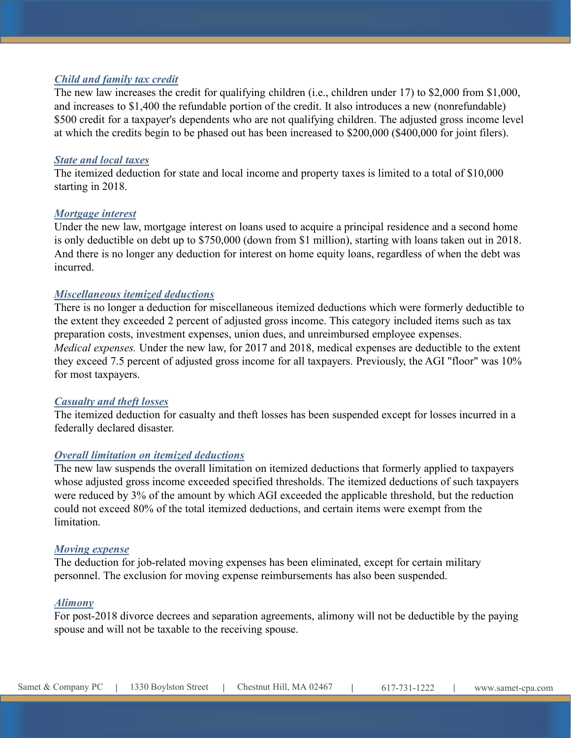### *Child and family tax credit*

The new law increases the credit for qualifying children (i.e., children under 17) to $2,000 from $1,000, and increases to $1,400 the refundable portion of the credit. It also introduces a new (nonrefundable) $500 credit for a taxpayer's dependents who are not qualifying children. The adjusted gross income level at which the credits begin to be phased out has been increased to $200,000 ($400,000 for joint filers).

### *State and local taxes*

The itemized deduction for state and local income and property taxes is limited to a total of $10,000 starting in 2018.

### *Mortgage interest*

Under the new law, mortgage interest on loans used to acquire a principal residence and a second home is only deductible on debt up to $750,000 (down from $1 million), starting with loans taken out in 2018. And there is no longer any deduction for interest on home equity loans, regardless of when the debt was incurred.

### *Miscellaneous itemized deductions*

There is no longer a deduction for miscellaneous itemized deductions which were formerly deductible to the extent they exceeded 2 percent of adjusted gross income. This category included items such as tax preparation costs, investment expenses, union dues, and unreimbursed employee expenses.
*Medical expenses.* Under the new law, for 2017 and 2018, medical expenses are deductible to the extent they exceed 7.5 percent of adjusted gross income for all taxpayers. Previously, the AGI "floor" was 10% for most taxpayers.

### *Casualty and theft losses*

The itemized deduction for casualty and theft losses has been suspended except for losses incurred in a federally declared disaster.

### *Overall limitation on itemized deductions*

The new law suspends the overall limitation on itemized deductions that formerly applied to taxpayers whose adjusted gross income exceeded specified thresholds. The itemized deductions of such taxpayers were reduced by 3% of the amount by which AGI exceeded the applicable threshold, but the reduction could not exceed 80% of the total itemized deductions, and certain items were exempt from the limitation.

### *Moving expense*

The deduction for job-related moving expenses has been eliminated, except for certain military personnel. The exclusion for moving expense reimbursements has also been suspended.

### *Alimony*

For post-2018 divorce decrees and separation agreements, alimony will not be deductible by the paying spouse and will not be taxable to the receiving spouse.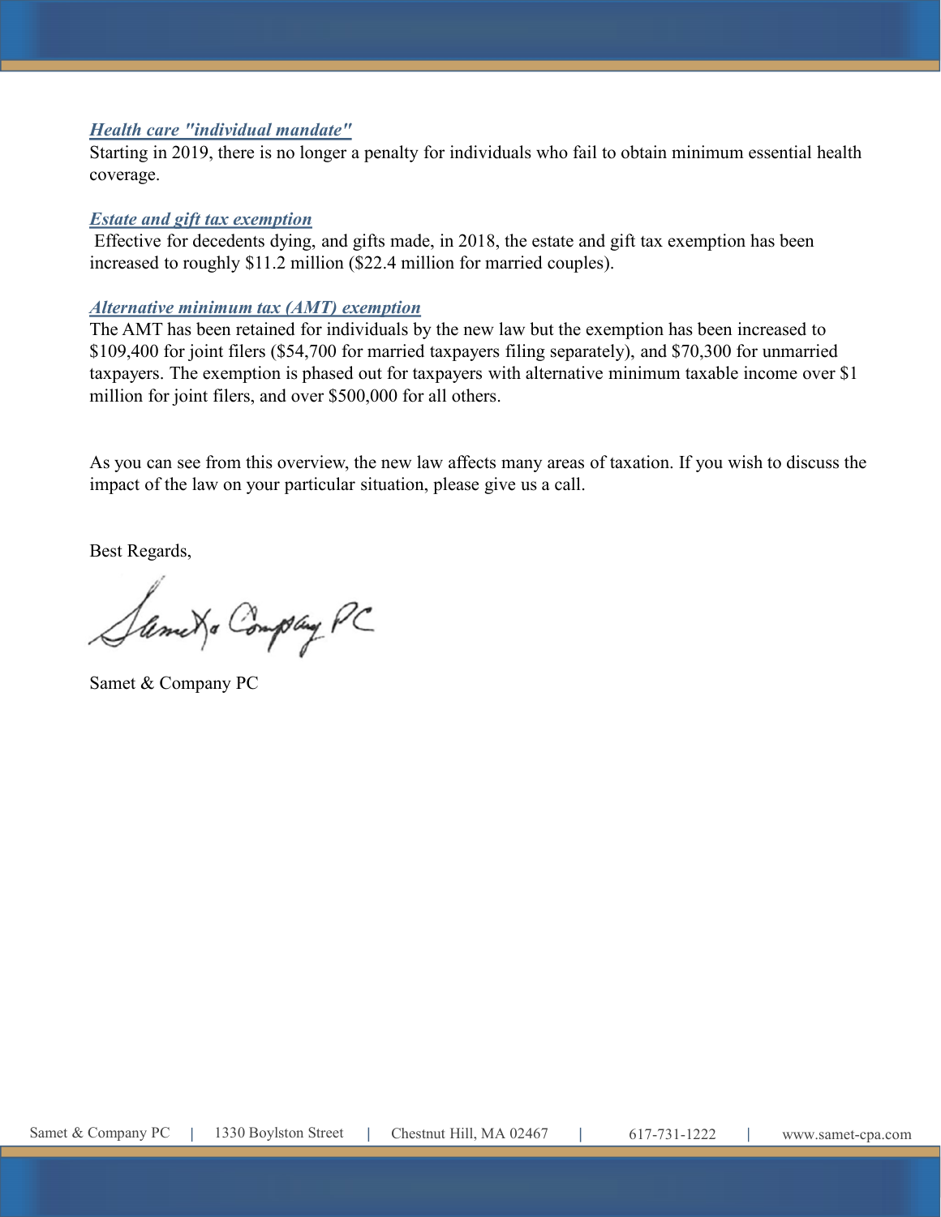***Health care "individual mandate"***

Starting in 2019, there is no longer a penalty for individuals who fail to obtain minimum essential health coverage.

***Estate and gift tax exemption***

Effective for decedents dying, and gifts made, in 2018, the estate and gift tax exemption has been increased to roughly $11.2 million ($22.4 million for married couples).

***Alternative minimum tax (AMT) exemption***

The AMT has been retained for individuals by the new law but the exemption has been increased to $109,400 for joint filers ($54,700 for married taxpayers filing separately), and $70,300 for unmarried taxpayers. The exemption is phased out for taxpayers with alternative minimum taxable income over $1 million for joint filers, and over $500,000 for all others.

As you can see from this overview, the new law affects many areas of taxation. If you wish to discuss the impact of the law on your particular situation, please give us a call.

Best Regards,

Samet & Company PC

Samet & Company PC | 1330 Boylston Street | Chestnut Hill, MA 02467 | 617-731-1222 | www.samet-cpa.com